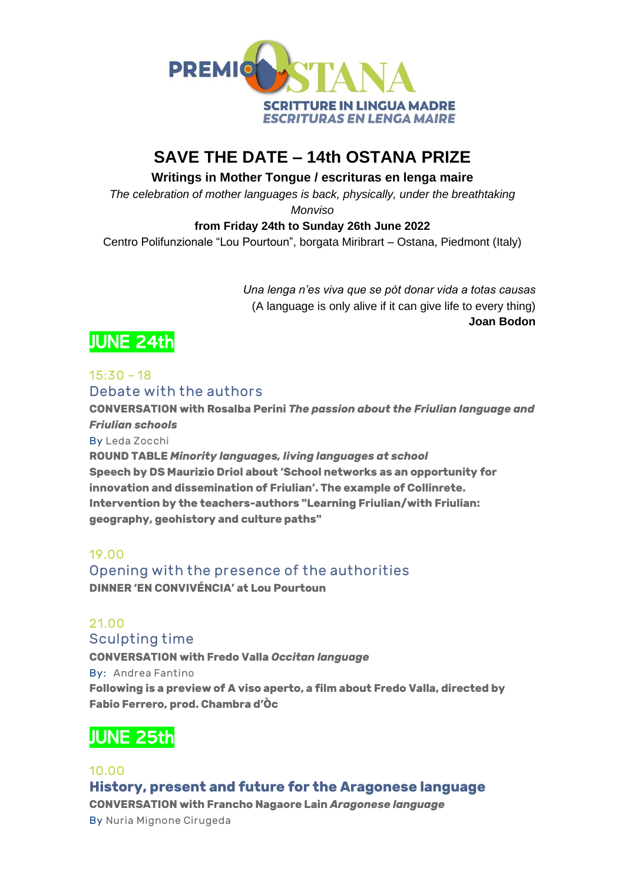PREMIO OSTANA

SCRITTURE IN LINGUA MADRE
*ESCRITURAS EN LENGA MAIRE*

# SAVE THE DATE – 14th OSTANA PRIZE

**Writings in Mother Tongue / escrituras en lenga maire**

*The celebration of mother languages is back, physically, under the breathtaking Monviso*

**from Friday 24th to Sunday 26th June 2022**

Centro Polifunzionale "Lou Pourtoun", borgata Miribrart – Ostana, Piedmont (Italy)

*Una lenga n'es viva que se pòt donar vida a totas causas*
(A language is only alive if it can give life to every thing)
**Joan Bodon**

## JUNE 24th

15:30 – 18

### Debate with the authors

**CONVERSATION with Rosalba Perini *The passion about the Friulian language and Friulian schools***

By Leda Zocchi

**ROUND TABLE *Minority languages, living languages at school***

**Speech by DS Maurizio Driol about 'School networks as an opportunity for innovation and dissemination of Friulian'. The example of Collinrete.**

**Intervention by the teachers-authors "Learning Friulian/with Friulian: geography, geohistory and culture paths"**

19.00

### Opening with the presence of the authorities

**DINNER 'EN CONVIVÉNCIA' at Lou Pourtoun**

21.00

### Sculpting time

**CONVERSATION with Fredo Valla *Occitan language***

By: Andrea Fantino

**Following is a preview of A viso aperto, a film about Fredo Valla, directed by Fabio Ferrero, prod. Chambra d'Òc**

## JUNE 25th

10.00

### History, present and future for the Aragonese language

**CONVERSATION with Francho Nagaore Lain *Aragonese language***

By Nuria Mignone Cirugeda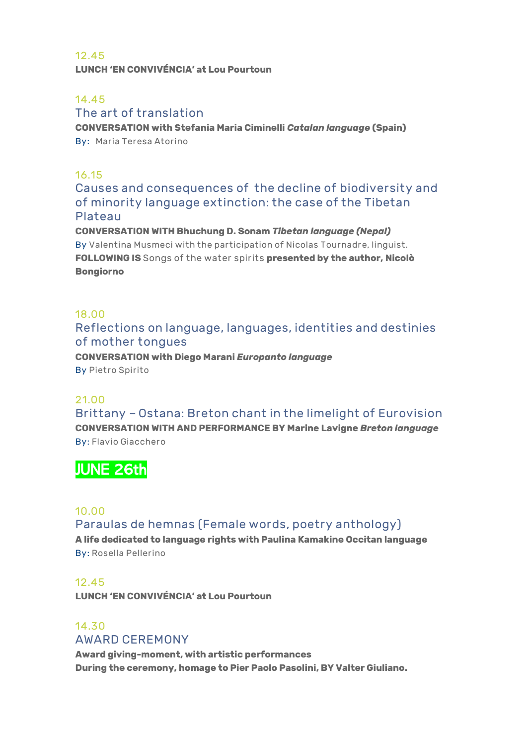12.45

**LUNCH 'EN CONVIVÉNCIA' at Lou Pourtoun**

14.45

### The art of translation

**CONVERSATION with Stefania Maria Ciminelli *Catalan language* (Spain)**

By: Maria Teresa Atorino

16.15

### Causes and consequences of the decline of biodiversity and of minority language extinction: the case of the Tibetan Plateau

**CONVERSATION WITH Bhuchung D. Sonam *Tibetan language (Nepal)***

By Valentina Musmeci with the participation of Nicolas Tournadre, linguist.

**FOLLOWING IS** Songs of the water spirits **presented by the author, Nicolò Bongiorno**

18.00

### Reflections on language, languages, identities and destinies of mother tongues

**CONVERSATION with Diego Marani *Europanto language***

By Pietro Spirito

21.00

### Brittany – Ostana: Breton chant in the limelight of Eurovision

**CONVERSATION WITH AND PERFORMANCE BY Marine Lavigne *Breton language***

By: Flavio Giacchero

## JUNE 26th

10.00

### Paraulas de hemnas (Female words, poetry anthology)

**A life dedicated to language rights with Paulina Kamakine Occitan language**

By: Rosella Pellerino

12.45

**LUNCH 'EN CONVIVÉNCIA' at Lou Pourtoun**

14.30

### AWARD CEREMONY

**Award giving-moment, with artistic performances**

**During the ceremony, homage to Pier Paolo Pasolini, BY Valter Giuliano.**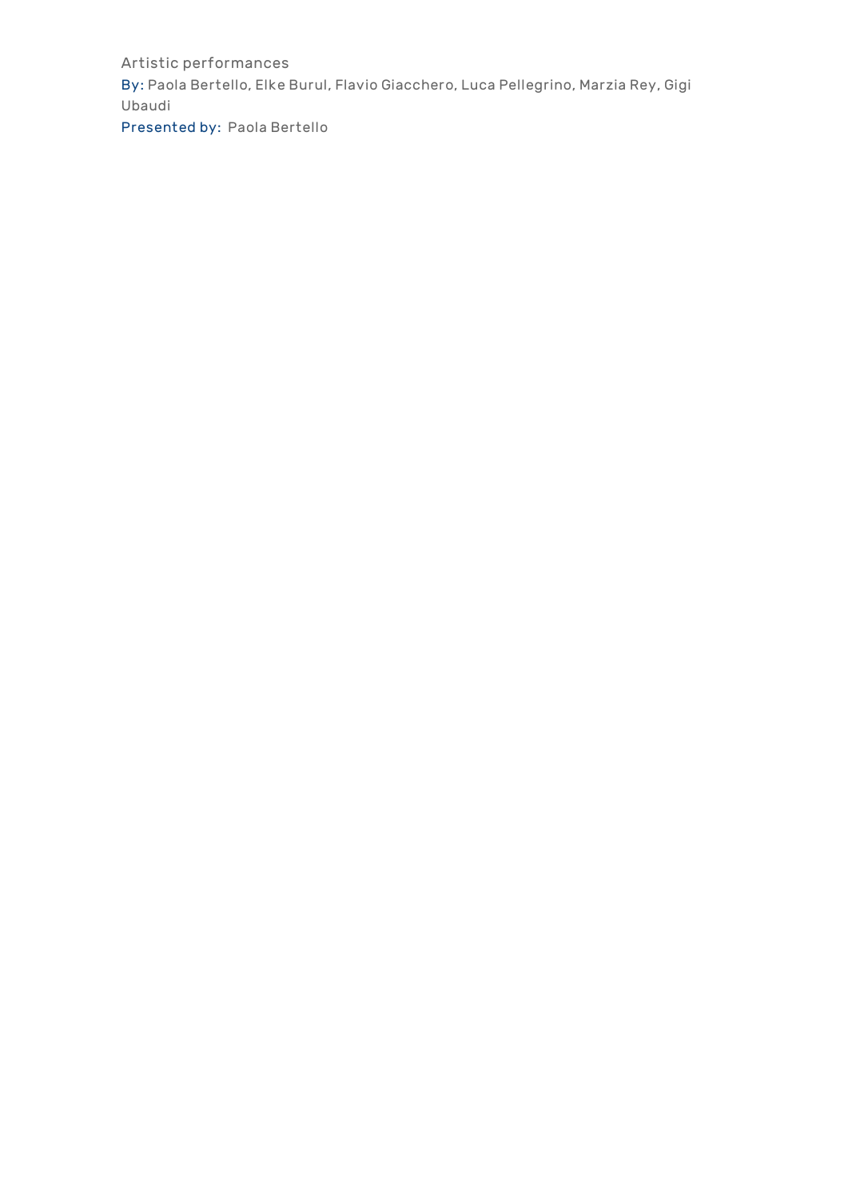Artistic performances

By: Paola Bertello, Elke Burul, Flavio Giacchero, Luca Pellegrino, Marzia Rey, Gigi Ubaudi

Presented by: Paola Bertello